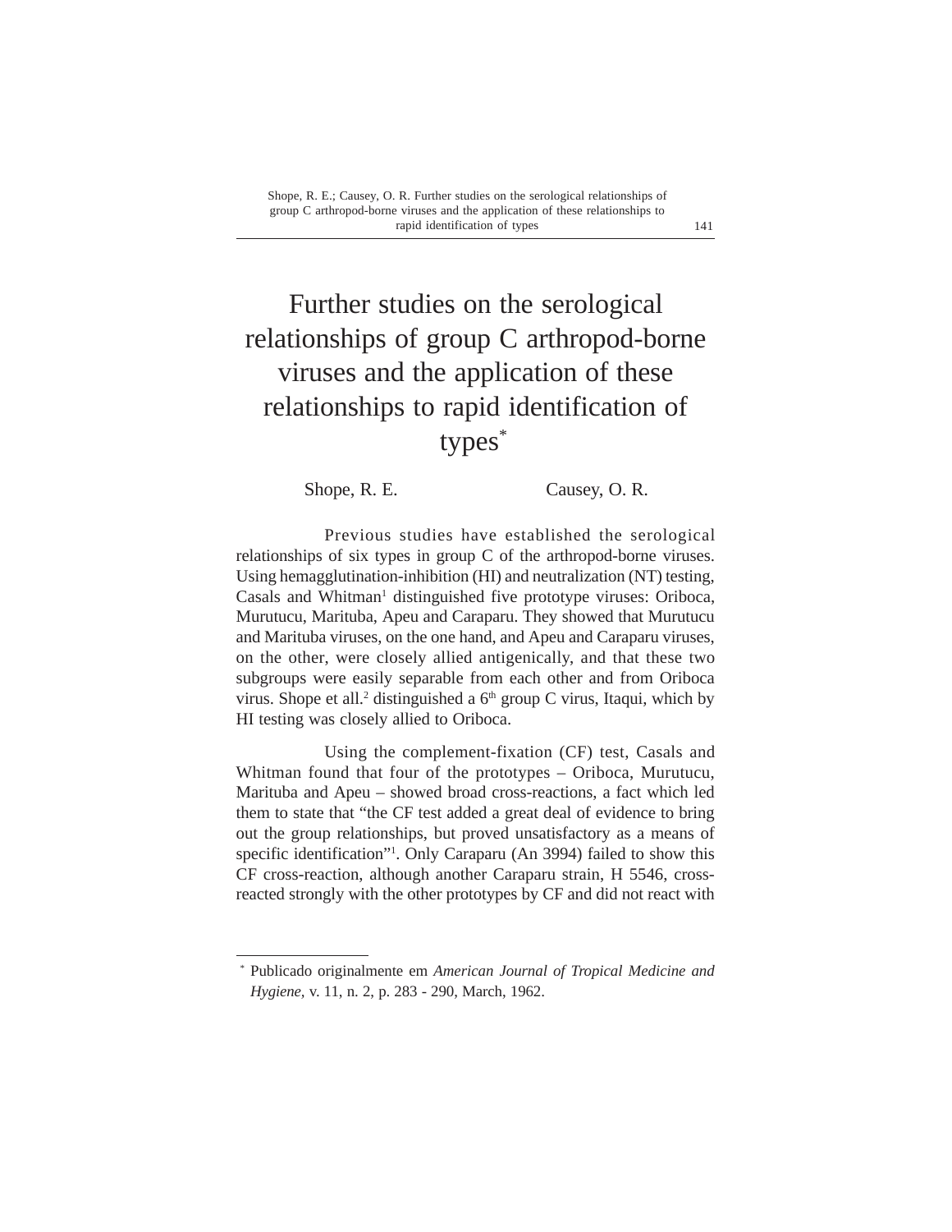# Further studies on the serological relationships of group C arthropod-borne viruses and the application of these relationships to rapid identification of types*

Shope, R. E. Causey, O. R.

Previous studies have established the serological relationships of six types in group C of the arthropod-borne viruses. Using hemagglutination-inhibition (HI) and neutralization (NT) testing, Casals and Whitman[1] distinguished five prototype viruses: Oriboca, Murutucu, Marituba, Apeu and Caraparu. They showed that Murutucu and Marituba viruses, on the one hand, and Apeu and Caraparu viruses, on the other, were closely allied antigenically, and that these two subgroups were easily separable from each other and from Oriboca virus. Shope et all.[2] distinguished a 6$^{th}$ group C virus, Itaqui, which by HI testing was closely allied to Oriboca.

Using the complement-fixation (CF) test, Casals and Whitman found that four of the prototypes – Oriboca, Murutucu, Marituba and Apeu – showed broad cross-reactions, a fact which led them to state that "the CF test added a great deal of evidence to bring out the group relationships, but proved unsatisfactory as a means of specific identification"[1]. Only Caraparu (An 3994) failed to show this CF cross-reaction, although another Caraparu strain, H 5546, cross-reacted strongly with the other prototypes by CF and did not react with

* Publicado originalmente em *American Journal of Tropical Medicine and Hygiene*, v. 11, n. 2, p. 283 - 290, March, 1962.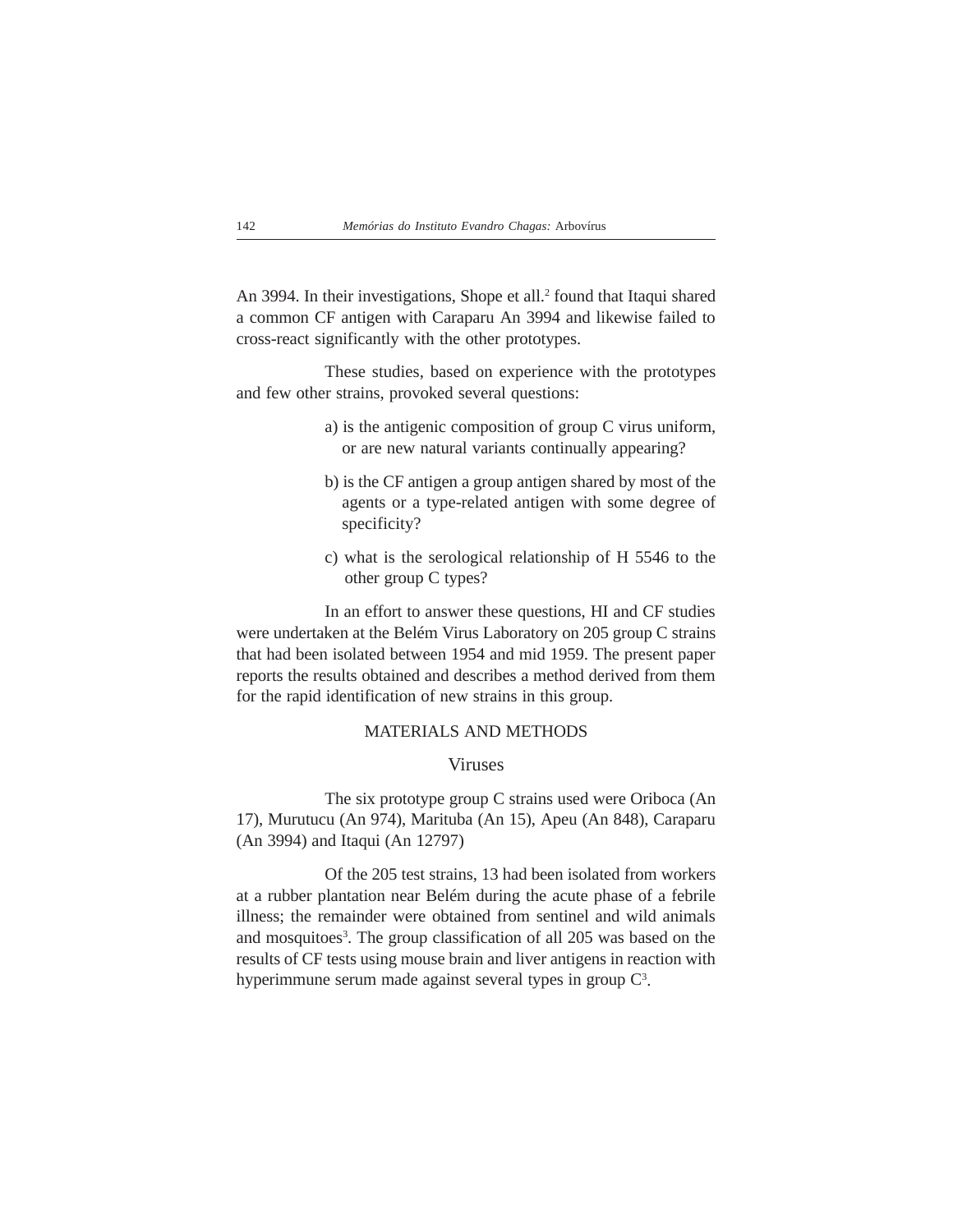An 3994. In their investigations, Shope et all.[2] found that Itaqui shared a common CF antigen with Caraparu An 3994 and likewise failed to cross-react significantly with the other prototypes.

These studies, based on experience with the prototypes and few other strains, provoked several questions:

a) is the antigenic composition of group C virus uniform, or are new natural variants continually appearing?

b) is the CF antigen a group antigen shared by most of the agents or a type-related antigen with some degree of specificity?

c) what is the serological relationship of H 5546 to the other group C types?

In an effort to answer these questions, HI and CF studies were undertaken at the Belém Virus Laboratory on 205 group C strains that had been isolated between 1954 and mid 1959. The present paper reports the results obtained and describes a method derived from them for the rapid identification of new strains in this group.

## MATERIALS AND METHODS

### Viruses

The six prototype group C strains used were Oriboca (An 17), Murutucu (An 974), Marituba (An 15), Apeu (An 848), Caraparu (An 3994) and Itaqui (An 12797)

Of the 205 test strains, 13 had been isolated from workers at a rubber plantation near Belém during the acute phase of a febrile illness; the remainder were obtained from sentinel and wild animals and mosquitoes[3]. The group classification of all 205 was based on the results of CF tests using mouse brain and liver antigens in reaction with hyperimmune serum made against several types in group C[3].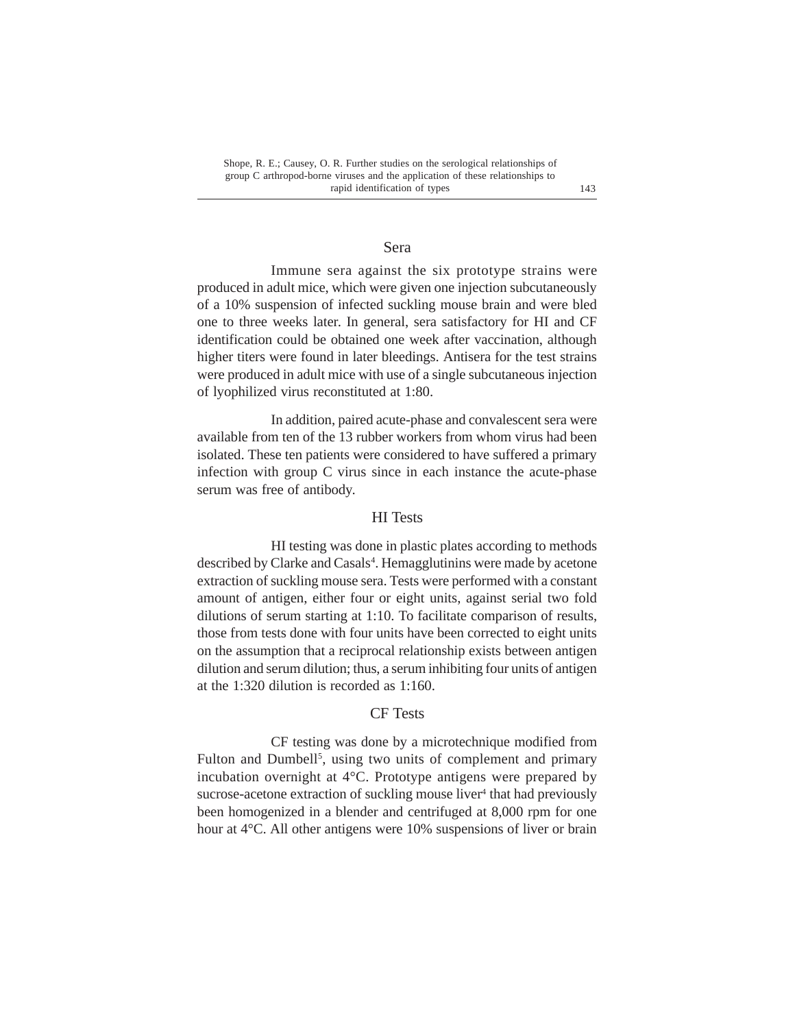## Sera

Immune sera against the six prototype strains were produced in adult mice, which were given one injection subcutaneously of a 10% suspension of infected suckling mouse brain and were bled one to three weeks later. In general, sera satisfactory for HI and CF identification could be obtained one week after vaccination, although higher titers were found in later bleedings. Antisera for the test strains were produced in adult mice with use of a single subcutaneous injection of lyophilized virus reconstituted at 1:80.

In addition, paired acute-phase and convalescent sera were available from ten of the 13 rubber workers from whom virus had been isolated. These ten patients were considered to have suffered a primary infection with group C virus since in each instance the acute-phase serum was free of antibody.

## HI Tests

HI testing was done in plastic plates according to methods described by Clarke and Casals[4]. Hemagglutinins were made by acetone extraction of suckling mouse sera. Tests were performed with a constant amount of antigen, either four or eight units, against serial two fold dilutions of serum starting at 1:10. To facilitate comparison of results, those from tests done with four units have been corrected to eight units on the assumption that a reciprocal relationship exists between antigen dilution and serum dilution; thus, a serum inhibiting four units of antigen at the 1:320 dilution is recorded as 1:160.

## CF Tests

CF testing was done by a microtechnique modified from Fulton and Dumbell[5], using two units of complement and primary incubation overnight at 4°C. Prototype antigens were prepared by sucrose-acetone extraction of suckling mouse liver[4] that had previously been homogenized in a blender and centrifuged at 8,000 rpm for one hour at 4°C. All other antigens were 10% suspensions of liver or brain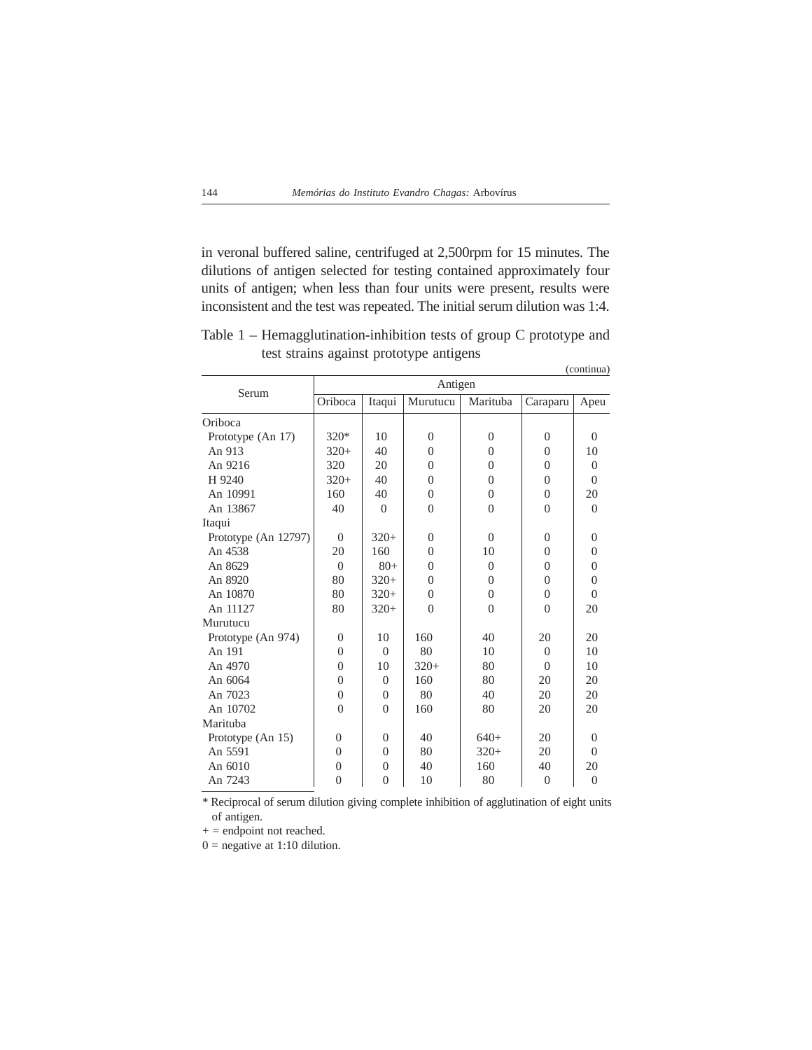in veronal buffered saline, centrifuged at 2,500rpm for 15 minutes. The dilutions of antigen selected for testing contained approximately four units of antigen; when less than four units were present, results were inconsistent and the test was repeated. The initial serum dilution was 1:4.

Table 1 – Hemagglutination-inhibition tests of group C prototype and test strains against prototype antigens

(continua)

| Serum | Antigen | | | | | |
|---|---|---|---|---|---|---|
| | Oriboca | Itaqui | Murutucu | Marituba | Caraparu | Apeu |
| Oriboca | | | | | | |
| Prototype (An 17) | 320* | 10 | 0 | 0 | 0 | 0 |
| An 913 | 320+ | 40 | 0 | 0 | 0 | 10 |
| An 9216 | 320 | 20 | 0 | 0 | 0 | 0 |
| H 9240 | 320+ | 40 | 0 | 0 | 0 | 0 |
| An 10991 | 160 | 40 | 0 | 0 | 0 | 20 |
| An 13867 | 40 | 0 | 0 | 0 | 0 | 0 |
| Itaqui | | | | | | |
| Prototype (An 12797) | 0 | 320+ | 0 | 0 | 0 | 0 |
| An 4538 | 20 | 160 | 0 | 10 | 0 | 0 |
| An 8629 | 0 | 80+ | 0 | 0 | 0 | 0 |
| An 8920 | 80 | 320+ | 0 | 0 | 0 | 0 |
| An 10870 | 80 | 320+ | 0 | 0 | 0 | 0 |
| An 11127 | 80 | 320+ | 0 | 0 | 0 | 20 |
| Murutucu | | | | | | |
| Prototype (An 974) | 0 | 10 | 160 | 40 | 20 | 20 |
| An 191 | 0 | 0 | 80 | 10 | 0 | 10 |
| An 4970 | 0 | 10 | 320+ | 80 | 0 | 10 |
| An 6064 | 0 | 0 | 160 | 80 | 20 | 20 |
| An 7023 | 0 | 0 | 80 | 40 | 20 | 20 |
| An 10702 | 0 | 0 | 160 | 80 | 20 | 20 |
| Marituba | | | | | | |
| Prototype (An 15) | 0 | 0 | 40 | 640+ | 20 | 0 |
| An 5591 | 0 | 0 | 80 | 320+ | 20 | 0 |
| An 6010 | 0 | 0 | 40 | 160 | 40 | 20 |
| An 7243 | 0 | 0 | 10 | 80 | 0 | 0 |

* Reciprocal of serum dilution giving complete inhibition of agglutination of eight units of antigen.

+ = endpoint not reached.

0 = negative at 1:10 dilution.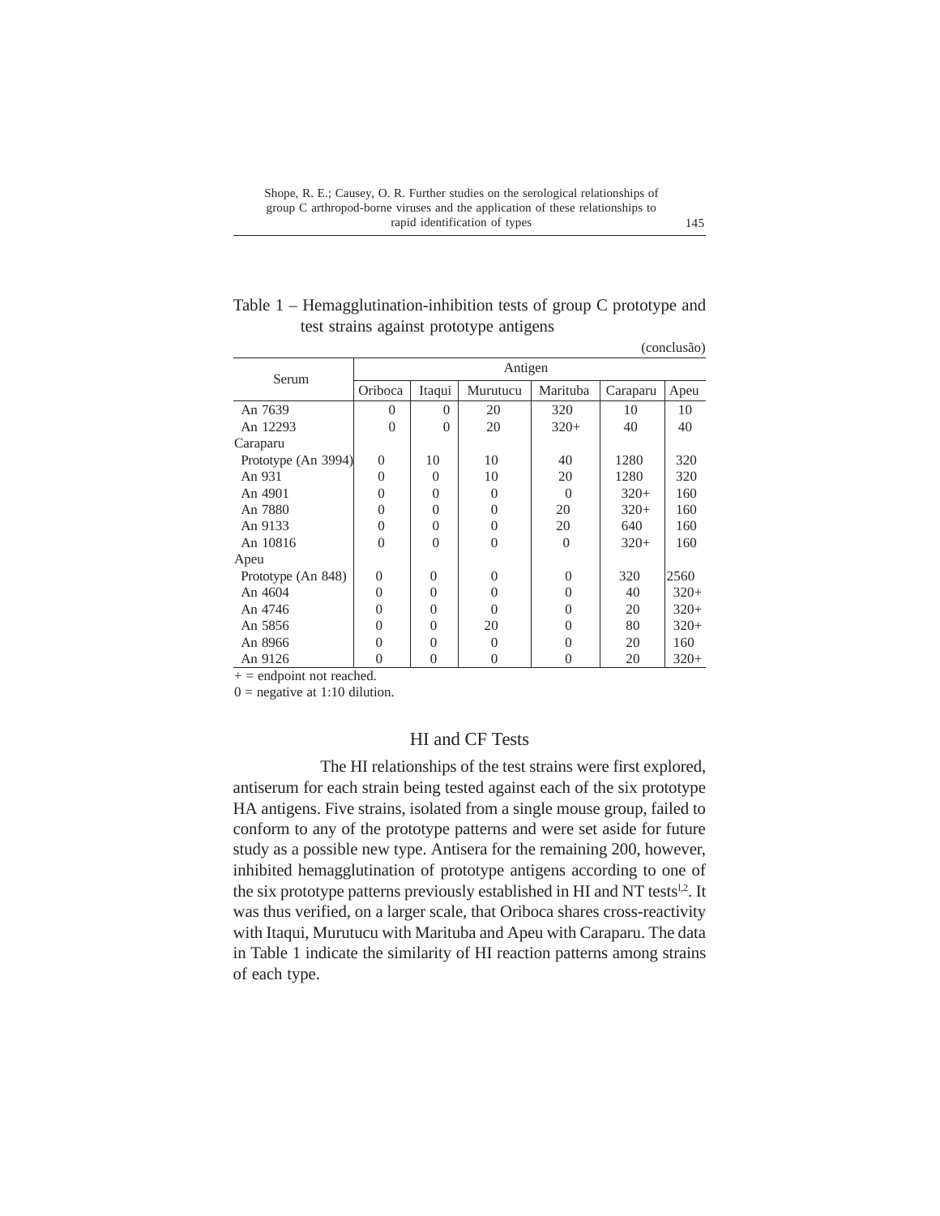Table 1 – Hemagglutination-inhibition tests of group C prototype and test strains against prototype antigens

(conclusão)

| Serum | Antigen | | | | | |
|---|---|---|---|---|---|---|
| | Oriboca | Itaqui | Murutucu | Marituba | Caraparu | Apeu |
| An 7639 | 0 | 0 | 20 | 320 | 10 | 10 |
| An 12293 | 0 | 0 | 20 | 320+ | 40 | 40 |
| Caraparu | | | | | | |
| Prototype (An 3994) | 0 | 10 | 10 | 40 | 1280 | 320 |
| An 931 | 0 | 0 | 10 | 20 | 1280 | 320 |
| An 4901 | 0 | 0 | 0 | 0 | 320+ | 160 |
| An 7880 | 0 | 0 | 0 | 20 | 320+ | 160 |
| An 9133 | 0 | 0 | 0 | 20 | 640 | 160 |
| An 10816 | 0 | 0 | 0 | 0 | 320+ | 160 |
| Apeu | | | | | | |
| Prototype (An 848) | 0 | 0 | 0 | 0 | 320 | 2560 |
| An 4604 | 0 | 0 | 0 | 0 | 40 | 320+ |
| An 4746 | 0 | 0 | 0 | 0 | 20 | 320+ |
| An 5856 | 0 | 0 | 20 | 0 | 80 | 320+ |
| An 8966 | 0 | 0 | 0 | 0 | 20 | 160 |
| An 9126 | 0 | 0 | 0 | 0 | 20 | 320+ |

+ = endpoint not reached.

0 = negative at 1:10 dilution.

## HI and CF Tests

The HI relationships of the test strains were first explored, antiserum for each strain being tested against each of the six prototype HA antigens. Five strains, isolated from a single mouse group, failed to conform to any of the prototype patterns and were set aside for future study as a possible new type. Antisera for the remaining 200, however, inhibited hemagglutination of prototype antigens according to one of the six prototype patterns previously established in HI and NT tests[1,2]. It was thus verified, on a larger scale, that Oriboca shares cross-reactivity with Itaqui, Murutucu with Marituba and Apeu with Caraparu. The data in Table 1 indicate the similarity of HI reaction patterns among strains of each type.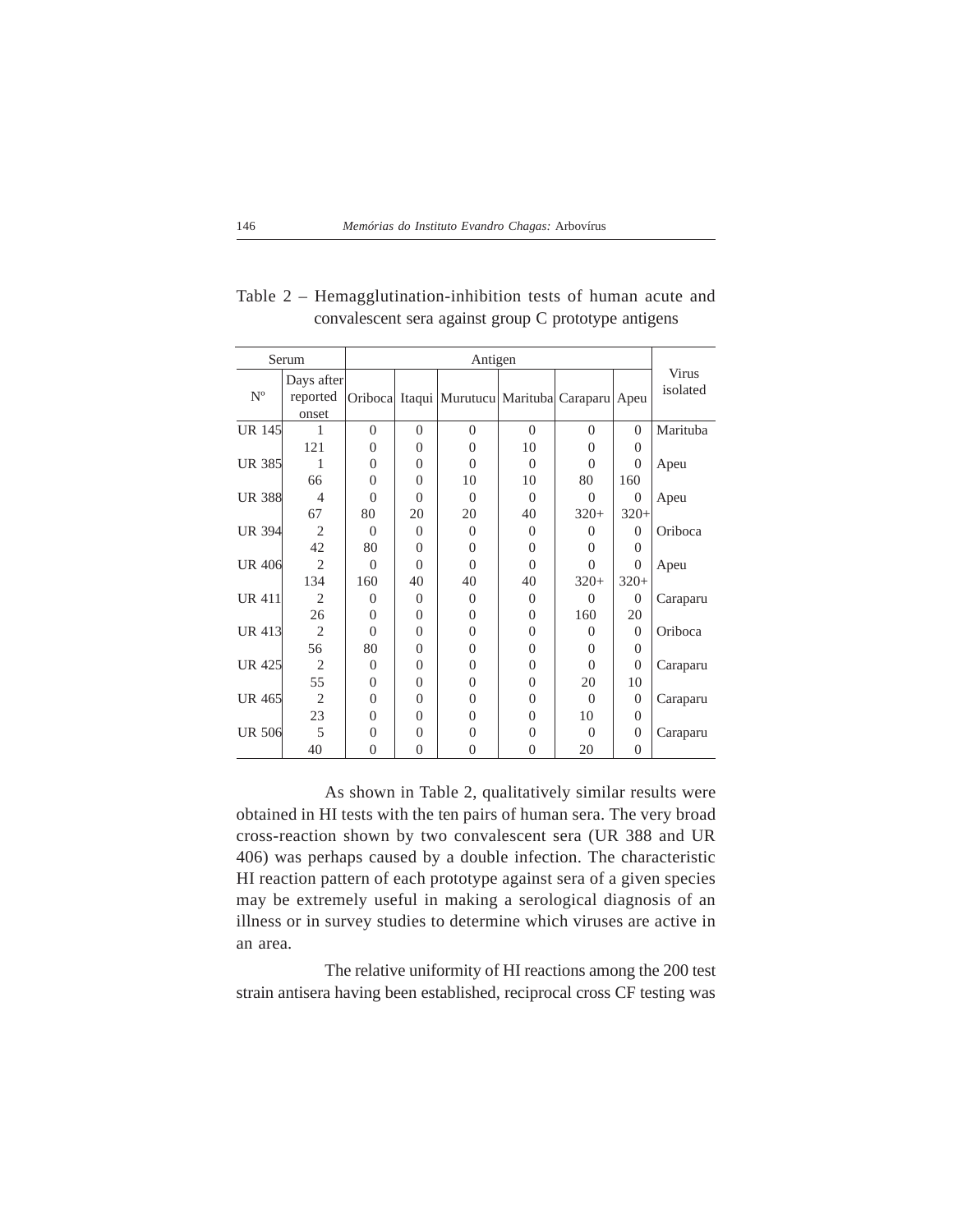Table 2 – Hemagglutination-inhibition tests of human acute and convalescent sera against group C prototype antigens

| Serum | | Antigen | | | | | | Virus isolated |
|---|---|---|---|---|---|---|---|---|
| Nº | Days after reported onset | Oriboca | Itaqui | Murutucu | Marituba | Caraparu | Apeu | |
| UR 145 | 1 | 0 | 0 | 0 | 0 | 0 | 0 | Marituba |
| | 121 | 0 | 0 | 0 | 10 | 0 | 0 | |
| UR 385 | 1 | 0 | 0 | 0 | 0 | 0 | 0 | Apeu |
| | 66 | 0 | 0 | 10 | 10 | 80 | 160 | |
| UR 388 | 4 | 0 | 0 | 0 | 0 | 0 | 0 | Apeu |
| | 67 | 80 | 20 | 20 | 40 | 320+ | 320+ | |
| UR 394 | 2 | 0 | 0 | 0 | 0 | 0 | 0 | Oriboca |
| | 42 | 80 | 0 | 0 | 0 | 0 | 0 | |
| UR 406 | 2 | 0 | 0 | 0 | 0 | 0 | 0 | Apeu |
| | 134 | 160 | 40 | 40 | 40 | 320+ | 320+ | |
| UR 411 | 2 | 0 | 0 | 0 | 0 | 0 | 0 | Caraparu |
| | 26 | 0 | 0 | 0 | 0 | 160 | 20 | |
| UR 413 | 2 | 0 | 0 | 0 | 0 | 0 | 0 | Oriboca |
| | 56 | 80 | 0 | 0 | 0 | 0 | 0 | |
| UR 425 | 2 | 0 | 0 | 0 | 0 | 0 | 0 | Caraparu |
| | 55 | 0 | 0 | 0 | 0 | 20 | 10 | |
| UR 465 | 2 | 0 | 0 | 0 | 0 | 0 | 0 | Caraparu |
| | 23 | 0 | 0 | 0 | 0 | 10 | 0 | |
| UR 506 | 5 | 0 | 0 | 0 | 0 | 0 | 0 | Caraparu |
| | 40 | 0 | 0 | 0 | 0 | 20 | 0 | |

As shown in Table 2, qualitatively similar results were obtained in HI tests with the ten pairs of human sera. The very broad cross-reaction shown by two convalescent sera (UR 388 and UR 406) was perhaps caused by a double infection. The characteristic HI reaction pattern of each prototype against sera of a given species may be extremely useful in making a serological diagnosis of an illness or in survey studies to determine which viruses are active in an area.

The relative uniformity of HI reactions among the 200 test strain antisera having been established, reciprocal cross CF testing was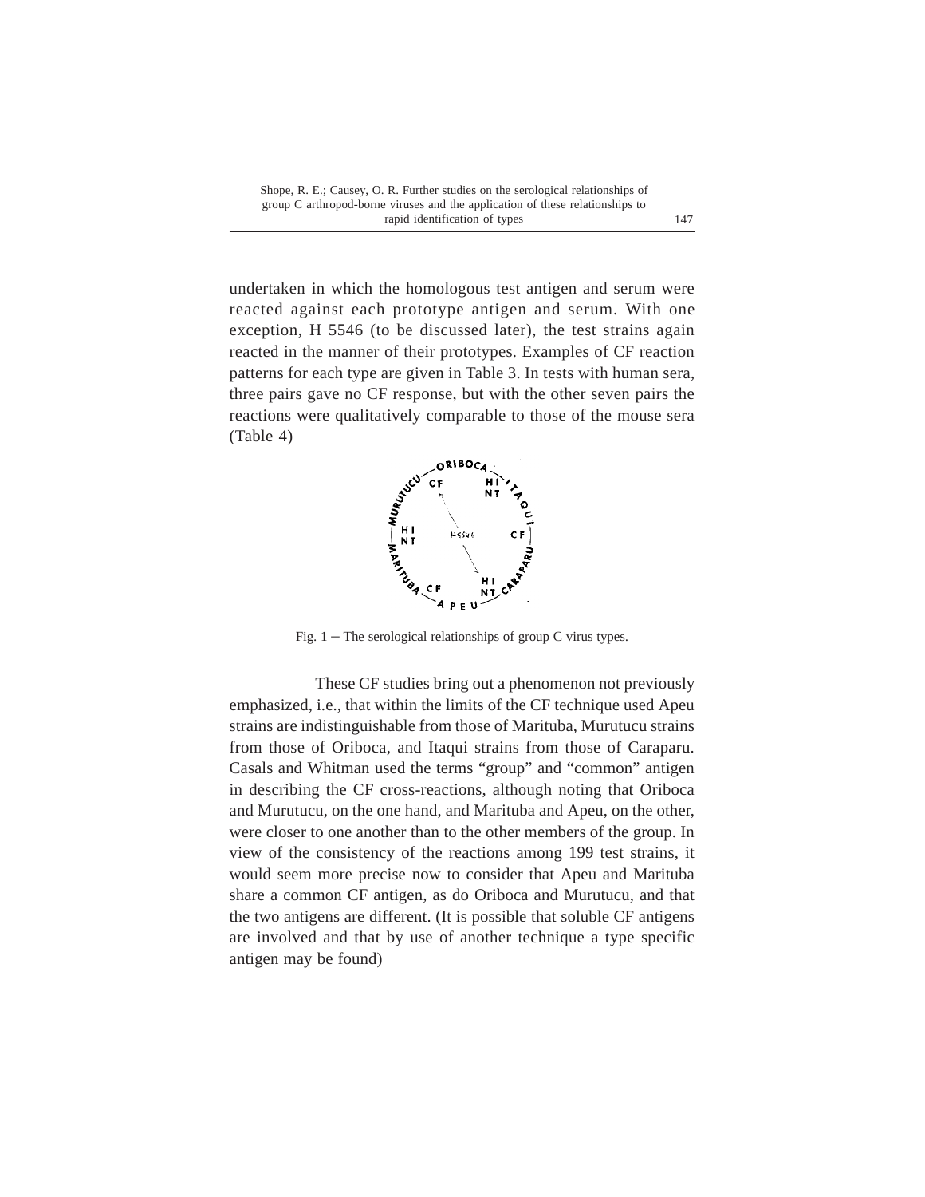undertaken in which the homologous test antigen and serum were reacted against each prototype antigen and serum. With one exception, H 5546 (to be discussed later), the test strains again reacted in the manner of their prototypes. Examples of CF reaction patterns for each type are given in Table 3. In tests with human sera, three pairs gave no CF response, but with the other seven pairs the reactions were qualitatively comparable to those of the mouse sera (Table 4)

Fig. 1 – The serological relationships of group C virus types.

These CF studies bring out a phenomenon not previously emphasized, i.e., that within the limits of the CF technique used Apeu strains are indistinguishable from those of Marituba, Murutucu strains from those of Oriboca, and Itaqui strains from those of Caraparu. Casals and Whitman used the terms "group" and "common" antigen in describing the CF cross-reactions, although noting that Oriboca and Murutucu, on the one hand, and Marituba and Apeu, on the other, were closer to one another than to the other members of the group. In view of the consistency of the reactions among 199 test strains, it would seem more precise now to consider that Apeu and Marituba share a common CF antigen, as do Oriboca and Murutucu, and that the two antigens are different. (It is possible that soluble CF antigens are involved and that by use of another technique a type specific antigen may be found)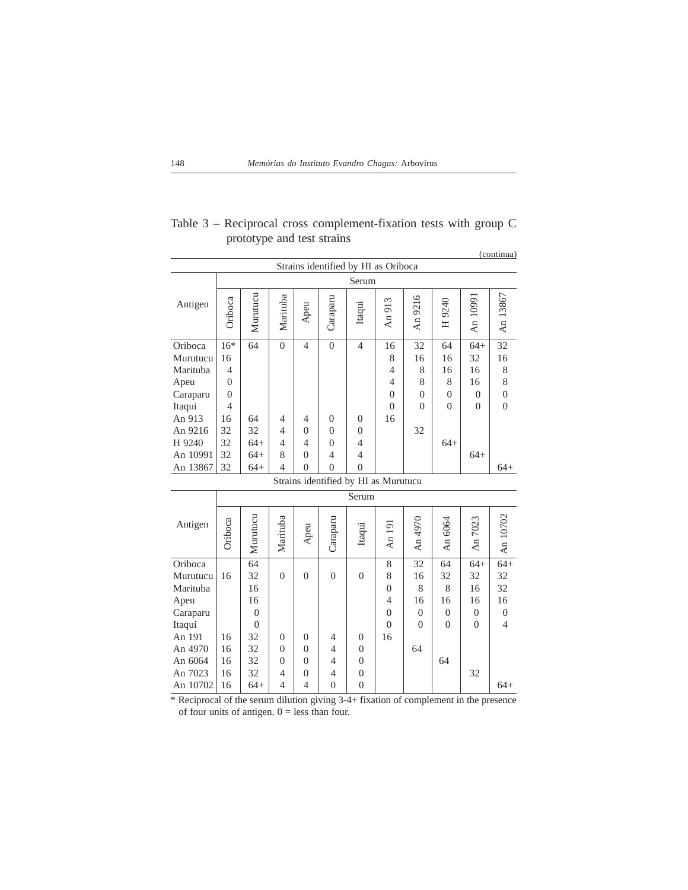Table 3 – Reciprocal cross complement-fixation tests with group C prototype and test strains

(continua)

| Strains identified by HI as Oriboca | | | | | | | | | | | |
|---|---|---|---|---|---|---|---|---|---|---|---|
| | Serum | | | | | | | | | | |
| Antigen | Oriboca | Murutucu | Marituba | Apeu | Caraparu | Itaqui | An 913 | An 9216 | H 9240 | An 10991 | An 13867 |
| Oriboca | 16* | 64 | 0 | 4 | 0 | 4 | 16 | 32 | 64 | 64+ | 32 |
| Murutucu | 16 | | | | | | 8 | 16 | 16 | 32 | 16 |
| Marituba | 4 | | | | | | 4 | 8 | 16 | 16 | 8 |
| Apeu | 0 | | | | | | 4 | 8 | 8 | 16 | 8 |
| Caraparu | 0 | | | | | | 0 | 0 | 0 | 0 | 0 |
| Itaqui | 4 | | | | | | 0 | 0 | 0 | 0 | 0 |
| An 913 | 16 | 64 | 4 | 4 | 0 | 0 | 16 | | | | |
| An 9216 | 32 | 32 | 4 | 0 | 0 | 0 | | 32 | | | |
| H 9240 | 32 | 64+ | 4 | 4 | 0 | 4 | | | 64+ | | |
| An 10991 | 32 | 64+ | 8 | 0 | 4 | 4 | | | | 64+ | |
| An 13867 | 32 | 64+ | 4 | 0 | 0 | 0 | | | | | 64+ |

| Strains identified by HI as Murutucu | | | | | | | | | | | |
|---|---|---|---|---|---|---|---|---|---|---|---|
| | Serum | | | | | | | | | | |
| Antigen | Oriboca | Murutucu | Marituba | Apeu | Caraparu | Itaqui | An 191 | An 4970 | An 6064 | An 7023 | An 10702 |
| Oriboca | | 64 | | | | | 8 | 32 | 64 | 64+ | 64+ |
| Murutucu | 16 | 32 | 0 | 0 | 0 | 0 | 8 | 16 | 32 | 32 | 32 |
| Marituba | | 16 | | | | | 0 | 8 | 8 | 16 | 32 |
| Apeu | | 16 | | | | | 4 | 16 | 16 | 16 | 16 |
| Caraparu | | 0 | | | | | 0 | 0 | 0 | 0 | 0 |
| Itaqui | | 0 | | | | | 0 | 0 | 0 | 0 | 4 |
| An 191 | 16 | 32 | 0 | 0 | 4 | 0 | 16 | | | | |
| An 4970 | 16 | 32 | 0 | 0 | 4 | 0 | | 64 | | | |
| An 6064 | 16 | 32 | 0 | 0 | 4 | 0 | | | 64 | | |
| An 7023 | 16 | 32 | 4 | 0 | 4 | 0 | | | | 32 | |
| An 10702 | 16 | 64+ | 4 | 4 | 0 | 0 | | | | | 64+ |

* Reciprocal of the serum dilution giving 3-4+ fixation of complement in the presence of four units of antigen. 0 = less than four.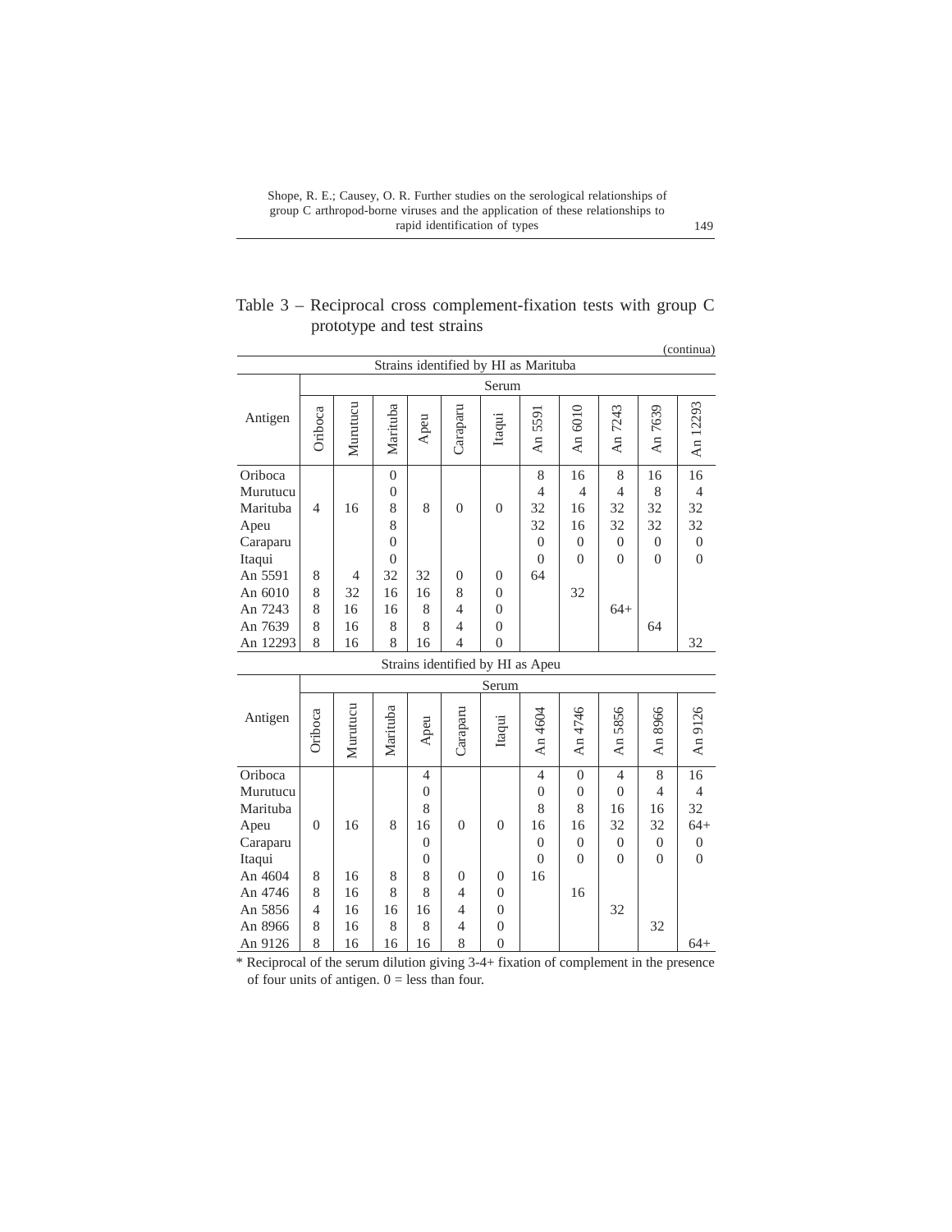Table 3 – Reciprocal cross complement-fixation tests with group C prototype and test strains

(continua)

| Strains identified by HI as Marituba | | | | | | | | | | | |
|---|---|---|---|---|---|---|---|---|---|---|---|
| | Serum | | | | | | | | | | |
| Antigen | Oriboca | Murutucu | Marituba | Apeu | Caraparu | Itaqui | An 5591 | An 6010 | An 7243 | An 7639 | An 12293 |
| Oriboca | | | 0 | | | | 8 | 16 | 8 | 16 | 16 |
| Murutucu | | | 0 | | | | 4 | 4 | 4 | 8 | 4 |
| Marituba | 4 | 16 | 8 | 8 | 0 | 0 | 32 | 16 | 32 | 32 | 32 |
| Apeu | | | 8 | | | | 32 | 16 | 32 | 32 | 32 |
| Caraparu | | | 0 | | | | 0 | 0 | 0 | 0 | 0 |
| Itaqui | | | 0 | | | | 0 | 0 | 0 | 0 | 0 |
| An 5591 | 8 | 4 | 32 | 32 | 0 | 0 | 64 | | | | |
| An 6010 | 8 | 32 | 16 | 16 | 8 | 0 | | 32 | | | |
| An 7243 | 8 | 16 | 16 | 8 | 4 | 0 | | | 64+ | | |
| An 7639 | 8 | 16 | 8 | 8 | 4 | 0 | | | | 64 | |
| An 12293 | 8 | 16 | 8 | 16 | 4 | 0 | | | | | 32 |

| Strains identified by HI as Apeu | | | | | | | | | | | |
|---|---|---|---|---|---|---|---|---|---|---|---|
| | Serum | | | | | | | | | | |
| Antigen | Oriboca | Murutucu | Marituba | Apeu | Caraparu | Itaqui | An 4604 | An 4746 | An 5856 | An 8966 | An 9126 |
| Oriboca | | | | 4 | | | 4 | 0 | 4 | 8 | 16 |
| Murutucu | | | | 0 | | | 0 | 0 | 0 | 4 | 4 |
| Marituba | | | | 8 | | | 8 | 8 | 16 | 16 | 32 |
| Apeu | 0 | 16 | 8 | 16 | 0 | 0 | 16 | 16 | 32 | 32 | 64+ |
| Caraparu | | | | 0 | | | 0 | 0 | 0 | 0 | 0 |
| Itaqui | | | | 0 | | | 0 | 0 | 0 | 0 | 0 |
| An 4604 | 8 | 16 | 8 | 8 | 0 | 0 | 16 | | | | |
| An 4746 | 8 | 16 | 8 | 8 | 4 | 0 | | 16 | | | |
| An 5856 | 4 | 16 | 16 | 16 | 4 | 0 | | | 32 | | |
| An 8966 | 8 | 16 | 8 | 8 | 4 | 0 | | | | 32 | |
| An 9126 | 8 | 16 | 16 | 16 | 8 | 0 | | | | | 64+ |

* Reciprocal of the serum dilution giving 3-4+ fixation of complement in the presence of four units of antigen. 0 = less than four.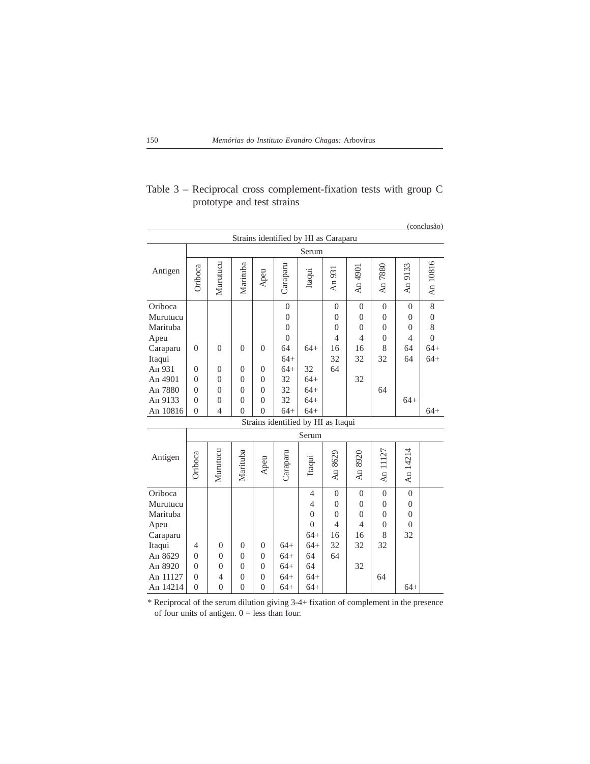Table 3 – Reciprocal cross complement-fixation tests with group C prototype and test strains

(conclusão)

| Strains identified by HI as Caraparu | | | | | | | | | | | |
|---|---|---|---|---|---|---|---|---|---|---|---|
| | Serum | | | | | | | | | | |
| Antigen | Oriboca | Murutucu | Marituba | Apeu | Caraparu | Itaqui | An 931 | An 4901 | An 7880 | An 9133 | An 10816 |
| Oriboca | | | | | 0 | | 0 | 0 | 0 | 0 | 8 |
| Murutucu | | | | | 0 | | 0 | 0 | 0 | 0 | 0 |
| Marituba | | | | | 0 | | 0 | 0 | 0 | 0 | 8 |
| Apeu | | | | | 0 | | 4 | 4 | 0 | 4 | 0 |
| Caraparu | 0 | 0 | 0 | 0 | 64 | 64+ | 16 | 16 | 8 | 64 | 64+ |
| Itaqui | | | | | 64+ | | 32 | 32 | 32 | 64 | 64+ |
| An 931 | 0 | 0 | 0 | 0 | 64+ | 32 | 64 | | | | |
| An 4901 | 0 | 0 | 0 | 0 | 32 | 64+ | | 32 | | | |
| An 7880 | 0 | 0 | 0 | 0 | 32 | 64+ | | | 64 | | |
| An 9133 | 0 | 0 | 0 | 0 | 32 | 64+ | | | | 64+ | |
| An 10816 | 0 | 4 | 0 | 0 | 64+ | 64+ | | | | | 64+ |

| Strains identified by HI as Itaqui | | | | | | | | | | |
|---|---|---|---|---|---|---|---|---|---|---|
| | Serum | | | | | | | | | |
| Antigen | Oriboca | Murutucu | Marituba | Apeu | Caraparu | Itaqui | An 8629 | An 8920 | An 11127 | An 14214 |
| Oriboca | | | | | | 4 | 0 | 0 | 0 | 0 |
| Murutucu | | | | | | 4 | 0 | 0 | 0 | 0 |
| Marituba | | | | | | 0 | 0 | 0 | 0 | 0 |
| Apeu | | | | | | 0 | 4 | 4 | 0 | 0 |
| Caraparu | | | | | | 64+ | 16 | 16 | 8 | 32 |
| Itaqui | 4 | 0 | 0 | 0 | 64+ | 64+ | 32 | 32 | 32 | |
| An 8629 | 0 | 0 | 0 | 0 | 64+ | 64 | 64 | | | |
| An 8920 | 0 | 0 | 0 | 0 | 64+ | 64 | | 32 | | |
| An 11127 | 0 | 4 | 0 | 0 | 64+ | 64+ | | | 64 | |
| An 14214 | 0 | 0 | 0 | 0 | 64+ | 64+ | | | | 64+ |

* Reciprocal of the serum dilution giving 3-4+ fixation of complement in the presence of four units of antigen. 0 = less than four.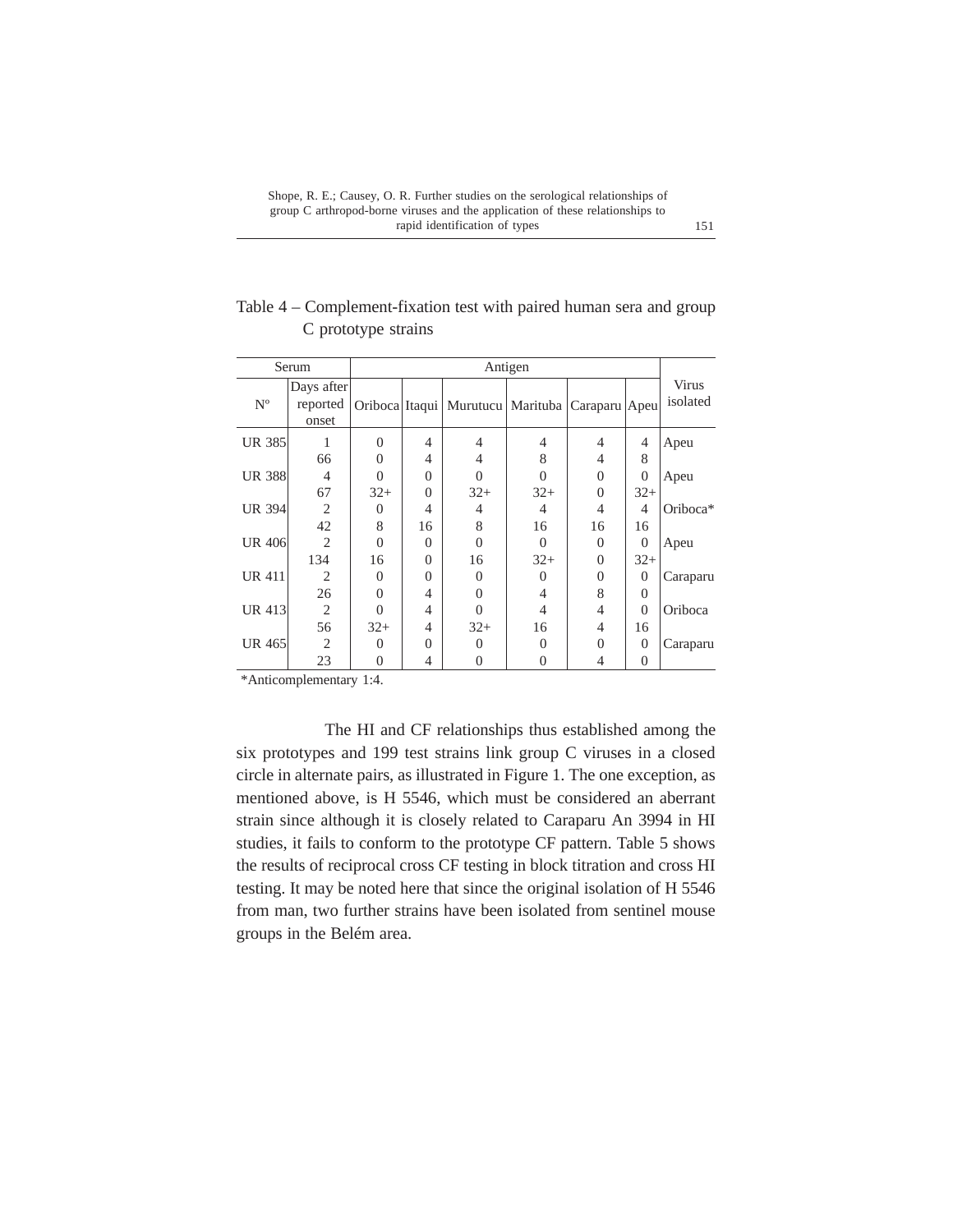Table 4 – Complement-fixation test with paired human sera and group C prototype strains

| Serum | | Antigen | | | | | | Virus isolated |
|---|---|---|---|---|---|---|---|---|
| Nº | Days after reported onset | Oriboca | Itaqui | Murutucu | Marituba | Caraparu | Apeu | |
| UR 385 | 1 | 0 | 4 | 4 | 4 | 4 | 4 | Apeu |
| | 66 | 0 | 4 | 4 | 8 | 4 | 8 | |
| UR 388 | 4 | 0 | 0 | 0 | 0 | 0 | 0 | Apeu |
| | 67 | 32+ | 0 | 32+ | 32+ | 0 | 32+ | |
| UR 394 | 2 | 0 | 4 | 4 | 4 | 4 | 4 | Oriboca* |
| | 42 | 8 | 16 | 8 | 16 | 16 | 16 | |
| UR 406 | 2 | 0 | 0 | 0 | 0 | 0 | 0 | Apeu |
| | 134 | 16 | 0 | 16 | 32+ | 0 | 32+ | |
| UR 411 | 2 | 0 | 0 | 0 | 0 | 0 | 0 | Caraparu |
| | 26 | 0 | 4 | 0 | 4 | 8 | 0 | |
| UR 413 | 2 | 0 | 4 | 0 | 4 | 4 | 0 | Oriboca |
| | 56 | 32+ | 4 | 32+ | 16 | 4 | 16 | |
| UR 465 | 2 | 0 | 0 | 0 | 0 | 0 | 0 | Caraparu |
| | 23 | 0 | 4 | 0 | 0 | 4 | 0 | |

*Anticomplementary 1:4.

The HI and CF relationships thus established among the six prototypes and 199 test strains link group C viruses in a closed circle in alternate pairs, as illustrated in Figure 1. The one exception, as mentioned above, is H 5546, which must be considered an aberrant strain since although it is closely related to Caraparu An 3994 in HI studies, it fails to conform to the prototype CF pattern. Table 5 shows the results of reciprocal cross CF testing in block titration and cross HI testing. It may be noted here that since the original isolation of H 5546 from man, two further strains have been isolated from sentinel mouse groups in the Belém area.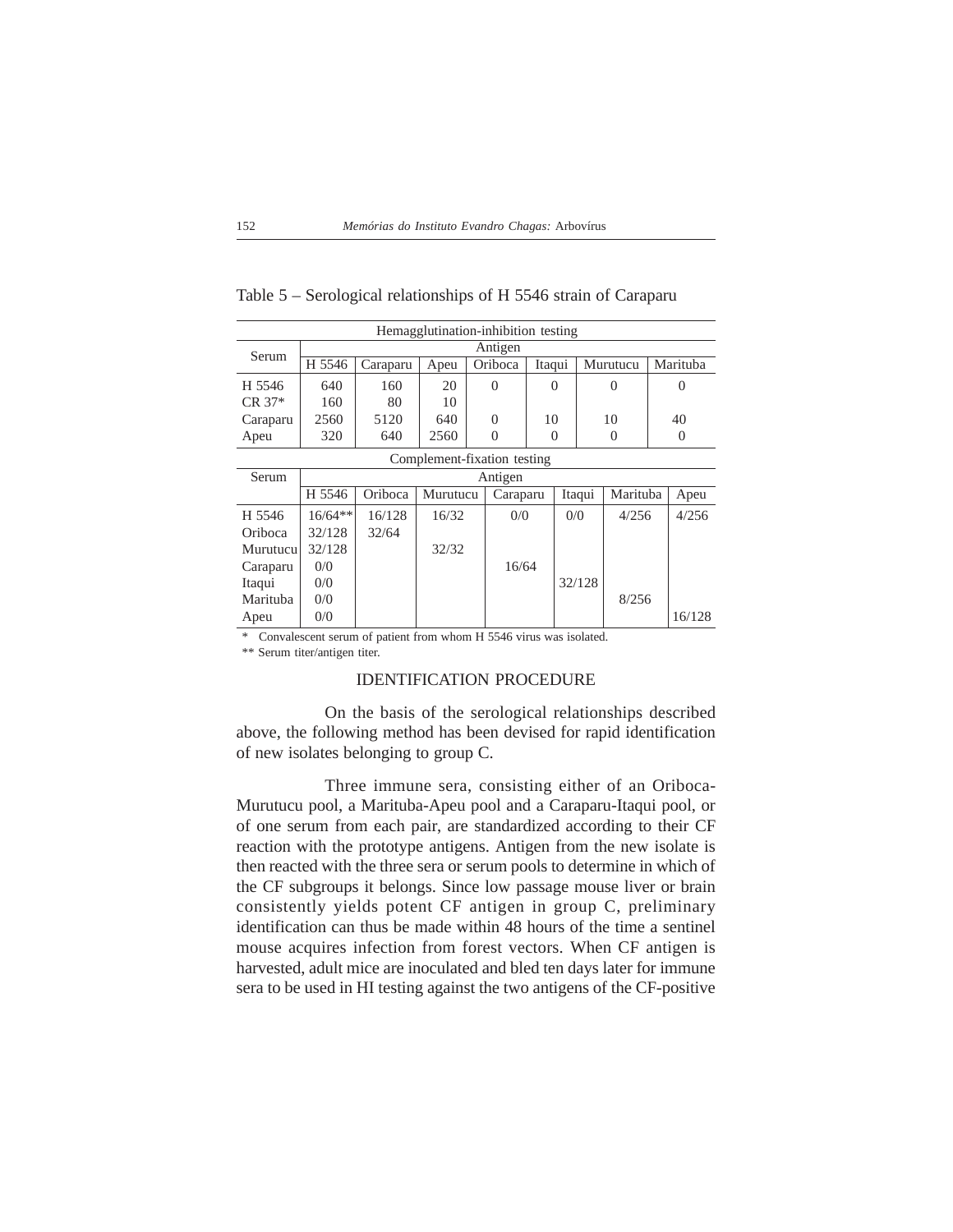Table 5 – Serological relationships of H 5546 strain of Caraparu

| Hemagglutination-inhibition testing | | | | | | | |
|---|---|---|---|---|---|---|---|
| Serum | Antigen | | | | | | |
| | H 5546 | Caraparu | Apeu | Oriboca | Itaqui | Murutucu | Marituba |
| H 5546 | 640 | 160 | 20 | 0 | 0 | 0 | 0 |
| CR 37* | 160 | 80 | 10 | | | | |
| Caraparu | 2560 | 5120 | 640 | 0 | 10 | 10 | 40 |
| Apeu | 320 | 640 | 2560 | 0 | 0 | 0 | 0 |

| Complement-fixation testing | | | | | | | |
|---|---|---|---|---|---|---|---|
| Serum | Antigen | | | | | | |
| | H 5546 | Oriboca | Murutucu | Caraparu | Itaqui | Marituba | Apeu |
| H 5546 | 16/64** | 16/128 | 16/32 | 0/0 | 0/0 | 4/256 | 4/256 |
| Oriboca | 32/128 | 32/64 | | | | | |
| Murutucu | 32/128 | | 32/32 | | | | |
| Caraparu | 0/0 | | | 16/64 | | | |
| Itaqui | 0/0 | | | | 32/128 | | |
| Marituba | 0/0 | | | | | 8/256 | |
| Apeu | 0/0 | | | | | | 16/128 |

\* Convalescent serum of patient from whom H 5546 virus was isolated.

\** Serum titer/antigen titer.

## IDENTIFICATION PROCEDURE

On the basis of the serological relationships described above, the following method has been devised for rapid identification of new isolates belonging to group C.

Three immune sera, consisting either of an Oriboca-Murutucu pool, a Marituba-Apeu pool and a Caraparu-Itaqui pool, or of one serum from each pair, are standardized according to their CF reaction with the prototype antigens. Antigen from the new isolate is then reacted with the three sera or serum pools to determine in which of the CF subgroups it belongs. Since low passage mouse liver or brain consistently yields potent CF antigen in group C, preliminary identification can thus be made within 48 hours of the time a sentinel mouse acquires infection from forest vectors. When CF antigen is harvested, adult mice are inoculated and bled ten days later for immune sera to be used in HI testing against the two antigens of the CF-positive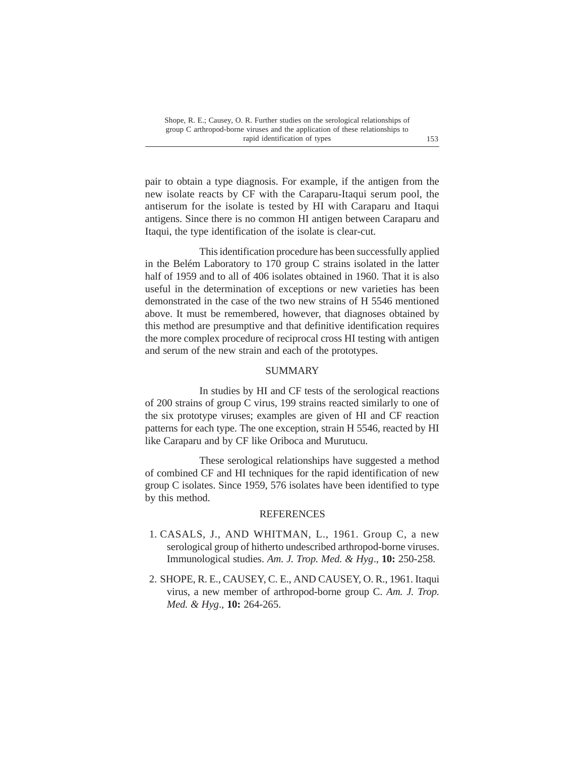pair to obtain a type diagnosis. For example, if the antigen from the new isolate reacts by CF with the Caraparu-Itaqui serum pool, the antiserum for the isolate is tested by HI with Caraparu and Itaqui antigens. Since there is no common HI antigen between Caraparu and Itaqui, the type identification of the isolate is clear-cut.

This identification procedure has been successfully applied in the Belém Laboratory to 170 group C strains isolated in the latter half of 1959 and to all of 406 isolates obtained in 1960. That it is also useful in the determination of exceptions or new varieties has been demonstrated in the case of the two new strains of H 5546 mentioned above. It must be remembered, however, that diagnoses obtained by this method are presumptive and that definitive identification requires the more complex procedure of reciprocal cross HI testing with antigen and serum of the new strain and each of the prototypes.

## SUMMARY

In studies by HI and CF tests of the serological reactions of 200 strains of group C virus, 199 strains reacted similarly to one of the six prototype viruses; examples are given of HI and CF reaction patterns for each type. The one exception, strain H 5546, reacted by HI like Caraparu and by CF like Oriboca and Murutucu.

These serological relationships have suggested a method of combined CF and HI techniques for the rapid identification of new group C isolates. Since 1959, 576 isolates have been identified to type by this method.

## REFERENCES

1. CASALS, J., AND WHITMAN, L., 1961. Group C, a new serological group of hitherto undescribed arthropod-borne viruses. Immunological studies. *Am. J. Trop. Med. & Hyg*., **10:** 250-258.
2. SHOPE, R. E., CAUSEY, C. E., AND CAUSEY, O. R., 1961. Itaqui virus, a new member of arthropod-borne group C. *Am. J. Trop. Med. & Hyg*., **10:** 264-265.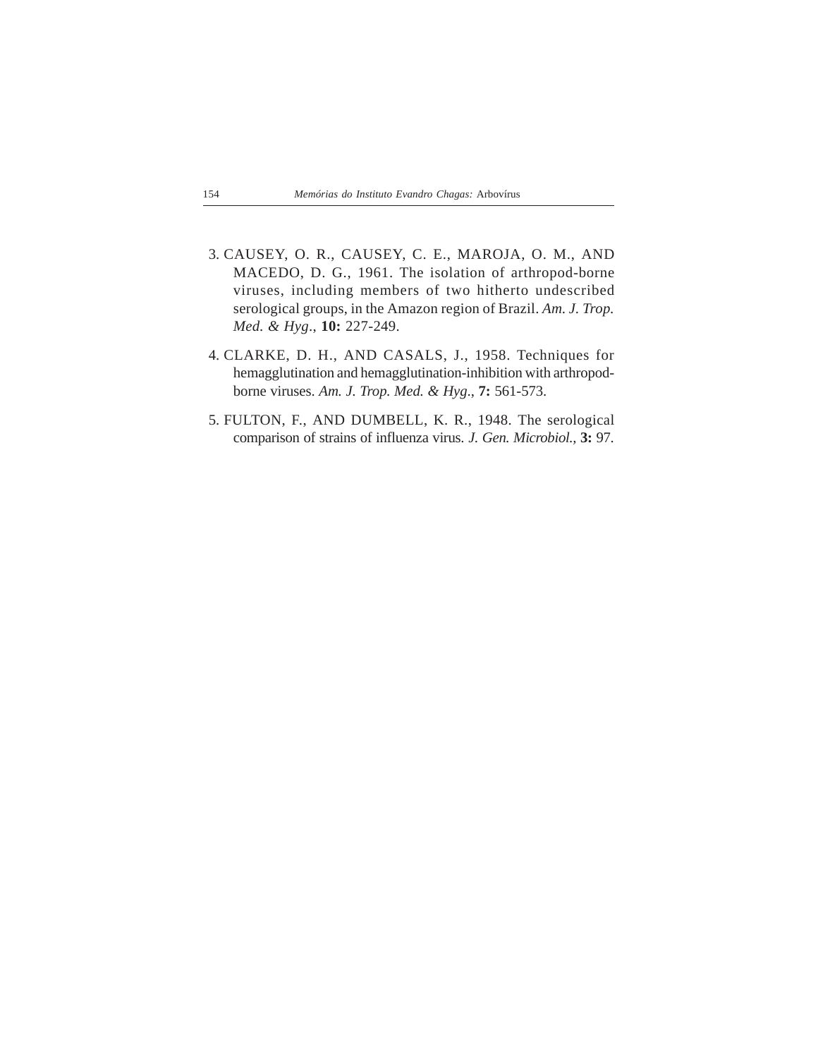3. CAUSEY, O. R., CAUSEY, C. E., MAROJA, O. M., AND MACEDO, D. G., 1961. The isolation of arthropod-borne viruses, including members of two hitherto undescribed serological groups, in the Amazon region of Brazil. *Am. J. Trop. Med. & Hyg.*, **10:** 227-249.

4. CLARKE, D. H., AND CASALS, J., 1958. Techniques for hemagglutination and hemagglutination-inhibition with arthropod-borne viruses. *Am. J. Trop. Med. & Hyg.*, **7:** 561-573.

5. FULTON, F., AND DUMBELL, K. R., 1948. The serological comparison of strains of influenza virus. *J. Gen. Microbiol.*, **3:** 97.